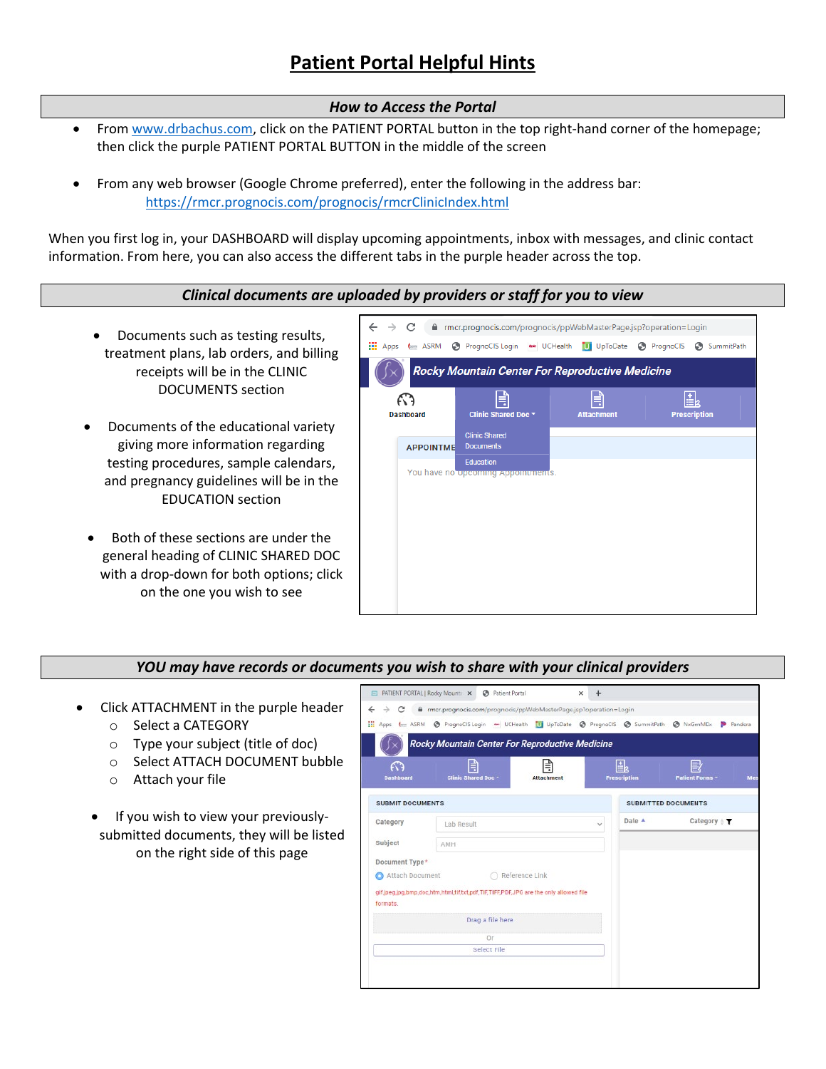# Patient Portal Helpful Hints

## *How to Access the Portal*

- From www.drbachus.com, click on the PATIENT PORTAL button in the top right-hand corner of the homepage; then click the purple PATIENT PORTAL BUTTON in the middle of the screen
- From any web browser (Google Chrome preferred), enter the following in the address bar: https://rmcr.prognocis.com/prognocis/rmcrClinicIndex.html

When you first log in, your DASHBOARD will display upcoming appointments, inbox with messages, and clinic contact information. From here, you can also access the different tabs in the purple header across the top.

## *Clinical documents are uploaded by providers or staff for you to view*

- Documents such as testing results, treatment plans, lab orders, and billing receipts will be in the CLINIC DOCUMENTS section
- Documents of the educational variety giving more information regarding testing procedures, sample calendars, and pregnancy guidelines will be in the EDUCATION section
- Both of these sections are under the general heading of CLINIC SHARED DOC with a drop-down for both options; click on the one you wish to see

## *YOU may have records or documents you wish to share with your clinical providers*

- Click ATTACHMENT in the purple header
    - Select a CATEGORY
    - Type your subject (title of doc)
    - Select ATTACH DOCUMENT bubble
    - Attach your file
- If you wish to view your previously-submitted documents, they will be listed on the right side of this page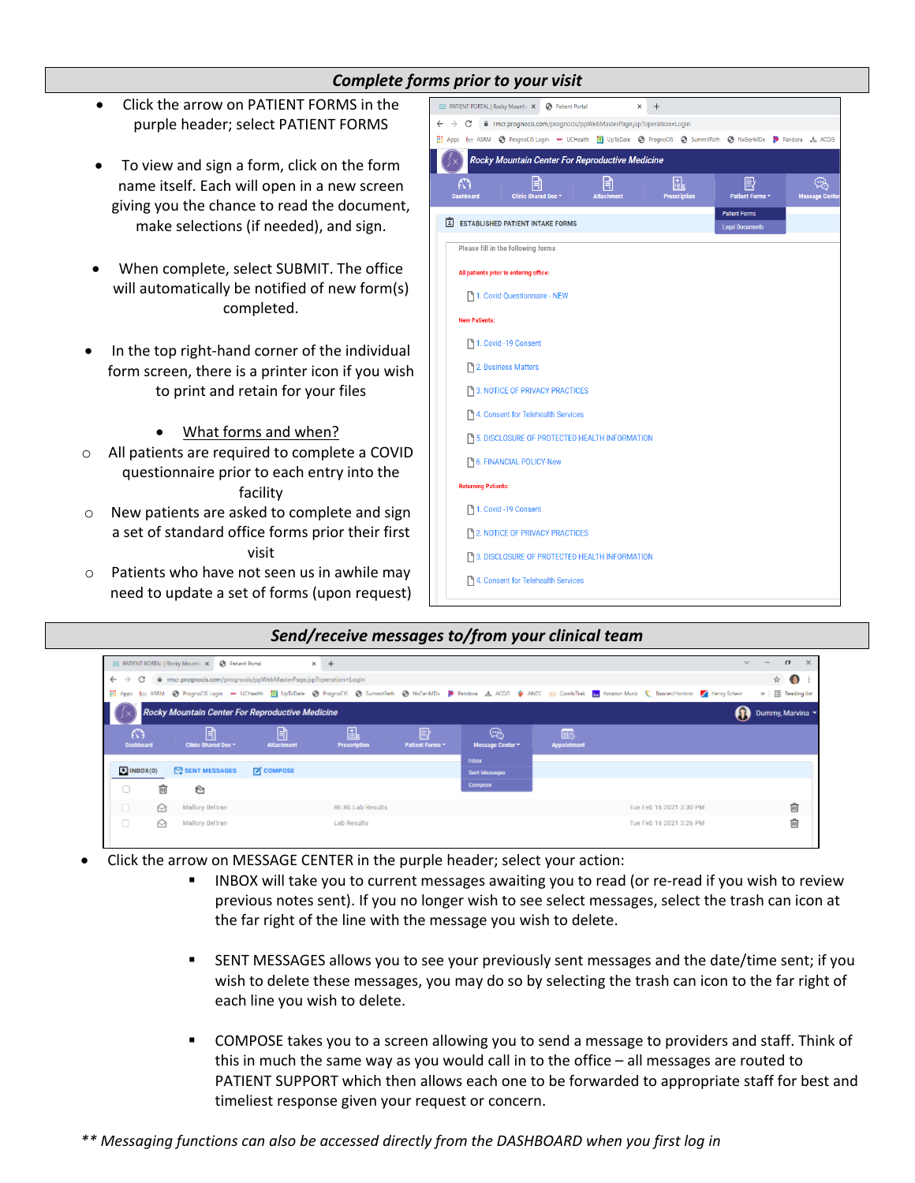## *Complete forms prior to your visit*

- Click the arrow on PATIENT FORMS in the purple header; select PATIENT FORMS

- To view and sign a form, click on the form name itself. Each will open in a new screen giving you the chance to read the document, make selections (if needed), and sign.

- When complete, select SUBMIT. The office will automatically be notified of new form(s) completed.

- In the top right-hand corner of the individual form screen, there is a printer icon if you wish to print and retain for your files

- What forms and when?
  - All patients are required to complete a COVID questionnaire prior to each entry into the facility
  - New patients are asked to complete and sign a set of standard office forms prior their first visit
  - Patients who have not seen us in awhile may need to update a set of forms (upon request)

## *Send/receive messages to/from your clinical team*

- Click the arrow on MESSAGE CENTER in the purple header; select your action:
  - INBOX will take you to current messages awaiting you to read (or re-read if you wish to review previous notes sent). If you no longer wish to see select messages, select the trash can icon at the far right of the line with the message you wish to delete.

  - SENT MESSAGES allows you to see your previously sent messages and the date/time sent; if you wish to delete these messages, you may do so by selecting the trash can icon to the far right of each line you wish to delete.

  - COMPOSE takes you to a screen allowing you to send a message to providers and staff. Think of this in much the same way as you would call in to the office – all messages are routed to PATIENT SUPPORT which then allows each one to be forwarded to appropriate staff for best and timeliest response given your request or concern.

*\*\* Messaging functions can also be accessed directly from the DASHBOARD when you first log in*